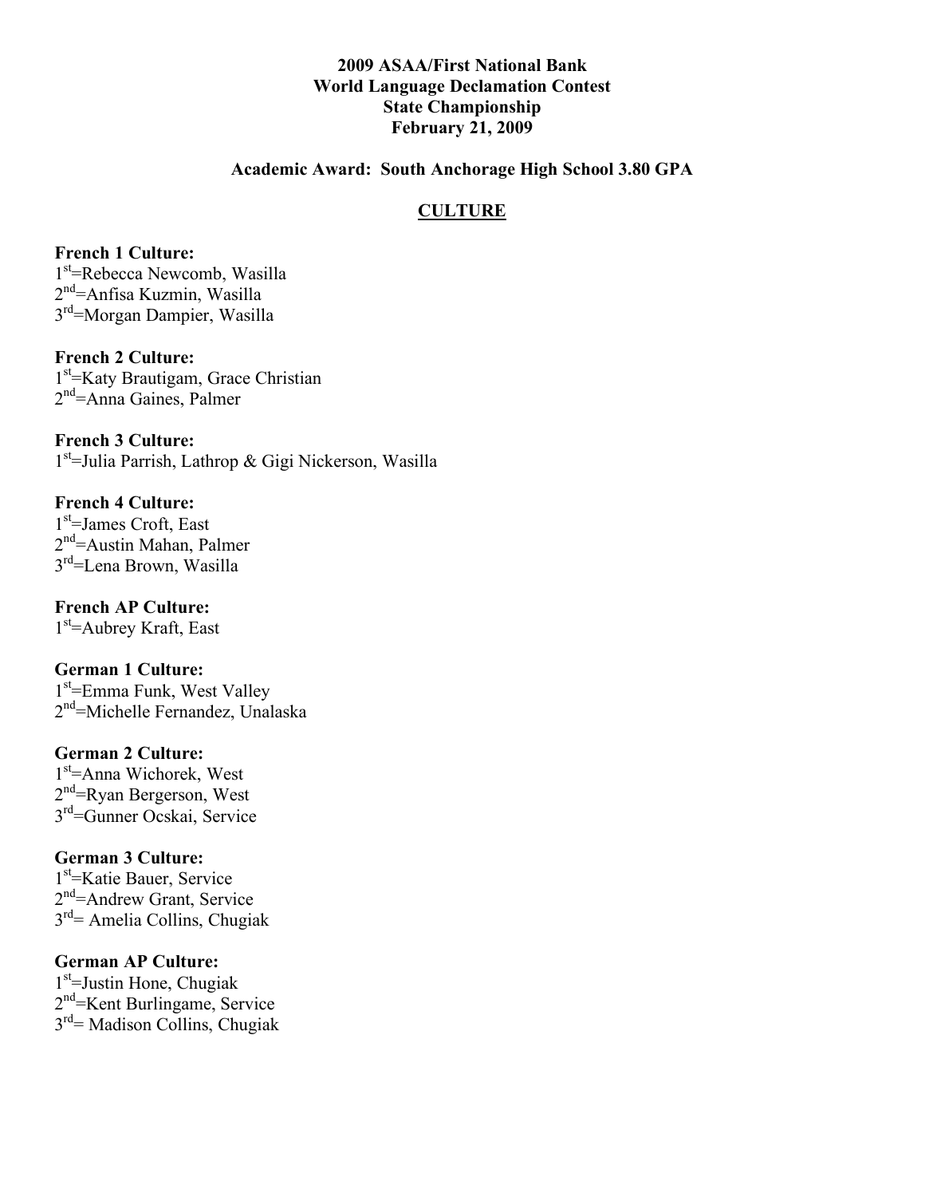**2009 ASAA/First National Bank**
**World Language Declamation Contest**
**State Championship**
**February 21, 2009**

**Academic Award: South Anchorage High School 3.80 GPA**

## CULTURE

**French 1 Culture:**
1st=Rebecca Newcomb, Wasilla
2nd=Anfisa Kuzmin, Wasilla
3rd=Morgan Dampier, Wasilla

**French 2 Culture:**
1st=Katy Brautigam, Grace Christian
2nd=Anna Gaines, Palmer

**French 3 Culture:**
1st=Julia Parrish, Lathrop & Gigi Nickerson, Wasilla

**French 4 Culture:**
1st=James Croft, East
2nd=Austin Mahan, Palmer
3rd=Lena Brown, Wasilla

**French AP Culture:**
1st=Aubrey Kraft, East

**German 1 Culture:**
1st=Emma Funk, West Valley
2nd=Michelle Fernandez, Unalaska

**German 2 Culture:**
1st=Anna Wichorek, West
2nd=Ryan Bergerson, West
3rd=Gunner Ocskai, Service

**German 3 Culture:**
1st=Katie Bauer, Service
2nd=Andrew Grant, Service
3rd= Amelia Collins, Chugiak

**German AP Culture:**
1st=Justin Hone, Chugiak
2nd=Kent Burlingame, Service
3rd= Madison Collins, Chugiak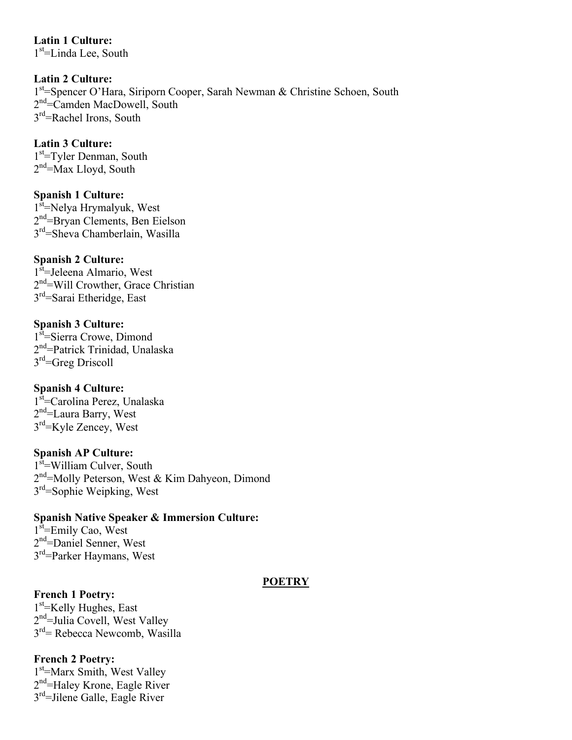**Latin 1 Culture:**
1st=Linda Lee, South

**Latin 2 Culture:**
1st=Spencer O'Hara, Siriporn Cooper, Sarah Newman & Christine Schoen, South
2nd=Camden MacDowell, South
3rd=Rachel Irons, South

**Latin 3 Culture:**
1st=Tyler Denman, South
2nd=Max Lloyd, South

**Spanish 1 Culture:**
1st=Nelya Hrymalyuk, West
2nd=Bryan Clements, Ben Eielson
3rd=Sheva Chamberlain, Wasilla

**Spanish 2 Culture:**
1st=Jeleena Almario, West
2nd=Will Crowther, Grace Christian
3rd=Sarai Etheridge, East

**Spanish 3 Culture:**
1st=Sierra Crowe, Dimond
2nd=Patrick Trinidad, Unalaska
3rd=Greg Driscoll

**Spanish 4 Culture:**
1st=Carolina Perez, Unalaska
2nd=Laura Barry, West
3rd=Kyle Zencey, West

**Spanish AP Culture:**
1st=William Culver, South
2nd=Molly Peterson, West & Kim Dahyeon, Dimond
3rd=Sophie Weipking, West

**Spanish Native Speaker & Immersion Culture:**
1st=Emily Cao, West
2nd=Daniel Senner, West
3rd=Parker Haymans, West

## POETRY

**French 1 Poetry:**
1st=Kelly Hughes, East
2nd=Julia Covell, West Valley
3rd= Rebecca Newcomb, Wasilla

**French 2 Poetry:**
1st=Marx Smith, West Valley
2nd=Haley Krone, Eagle River
3rd=Jilene Galle, Eagle River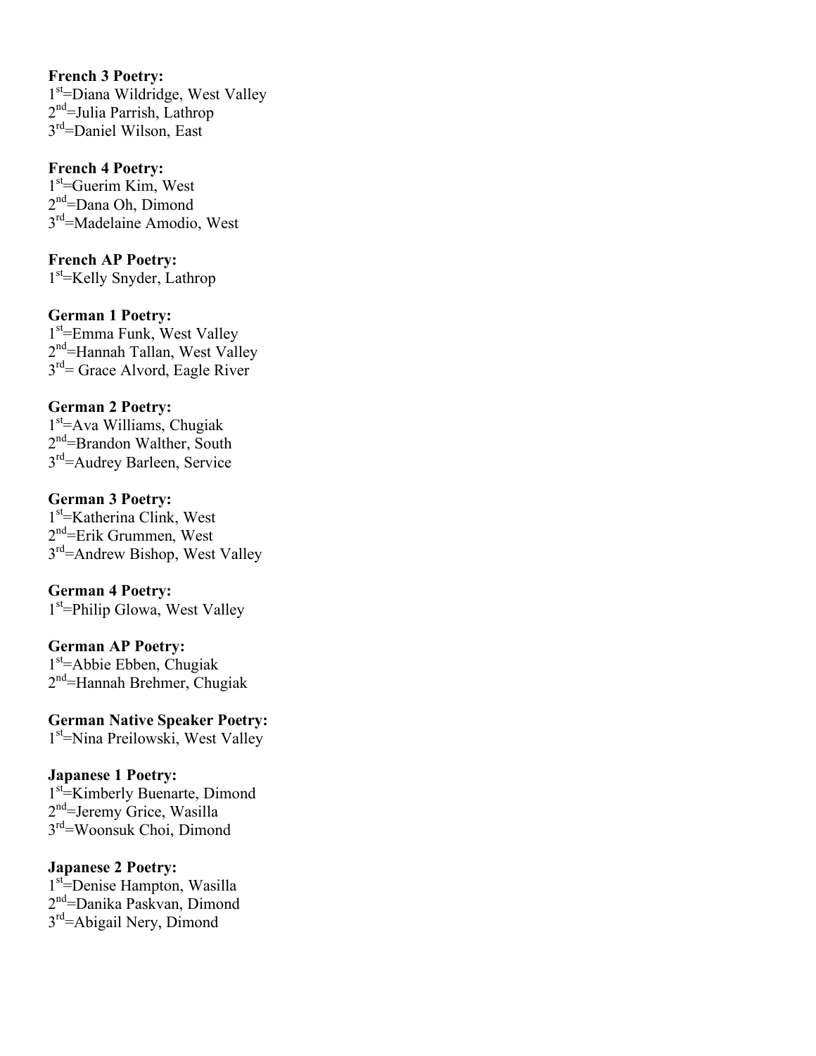**French 3 Poetry:**
1st=Diana Wildridge, West Valley
2nd=Julia Parrish, Lathrop
3rd=Daniel Wilson, East

**French 4 Poetry:**
1st=Guerim Kim, West
2nd=Dana Oh, Dimond
3rd=Madelaine Amodio, West

**French AP Poetry:**
1st=Kelly Snyder, Lathrop

**German 1 Poetry:**
1st=Emma Funk, West Valley
2nd=Hannah Tallan, West Valley
3rd= Grace Alvord, Eagle River

**German 2 Poetry:**
1st=Ava Williams, Chugiak
2nd=Brandon Walther, South
3rd=Audrey Barleen, Service

**German 3 Poetry:**
1st=Katherina Clink, West
2nd=Erik Grummen, West
3rd=Andrew Bishop, West Valley

**German 4 Poetry:**
1st=Philip Glowa, West Valley

**German AP Poetry:**
1st=Abbie Ebben, Chugiak
2nd=Hannah Brehmer, Chugiak

**German Native Speaker Poetry:**
1st=Nina Preilowski, West Valley

**Japanese 1 Poetry:**
1st=Kimberly Buenarte, Dimond
2nd=Jeremy Grice, Wasilla
3rd=Woonsuk Choi, Dimond

**Japanese 2 Poetry:**
1st=Denise Hampton, Wasilla
2nd=Danika Paskvan, Dimond
3rd=Abigail Nery, Dimond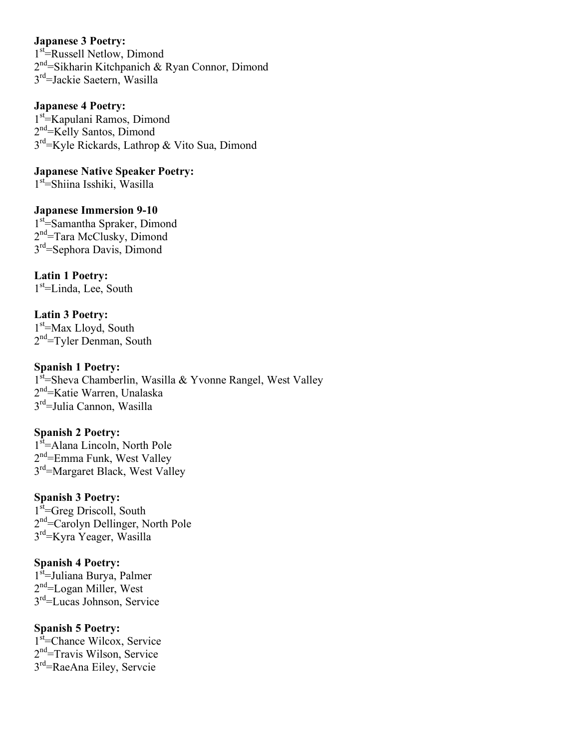**Japanese 3 Poetry:**
1st=Russell Netlow, Dimond
2nd=Sikharin Kitchpanich & Ryan Connor, Dimond
3rd=Jackie Saetern, Wasilla

**Japanese 4 Poetry:**
1st=Kapulani Ramos, Dimond
2nd=Kelly Santos, Dimond
3rd=Kyle Rickards, Lathrop & Vito Sua, Dimond

**Japanese Native Speaker Poetry:**
1st=Shiina Isshiki, Wasilla

**Japanese Immersion 9-10**
1st=Samantha Spraker, Dimond
2nd=Tara McClusky, Dimond
3rd=Sephora Davis, Dimond

**Latin 1 Poetry:**
1st=Linda, Lee, South

**Latin 3 Poetry:**
1st=Max Lloyd, South
2nd=Tyler Denman, South

**Spanish 1 Poetry:**
1st=Sheva Chamberlin, Wasilla & Yvonne Rangel, West Valley
2nd=Katie Warren, Unalaska
3rd=Julia Cannon, Wasilla

**Spanish 2 Poetry:**
1st=Alana Lincoln, North Pole
2nd=Emma Funk, West Valley
3rd=Margaret Black, West Valley

**Spanish 3 Poetry:**
1st=Greg Driscoll, South
2nd=Carolyn Dellinger, North Pole
3rd=Kyra Yeager, Wasilla

**Spanish 4 Poetry:**
1st=Juliana Burya, Palmer
2nd=Logan Miller, West
3rd=Lucas Johnson, Service

**Spanish 5 Poetry:**
1st=Chance Wilcox, Service
2nd=Travis Wilson, Service
3rd=RaeAna Eiley, Servcie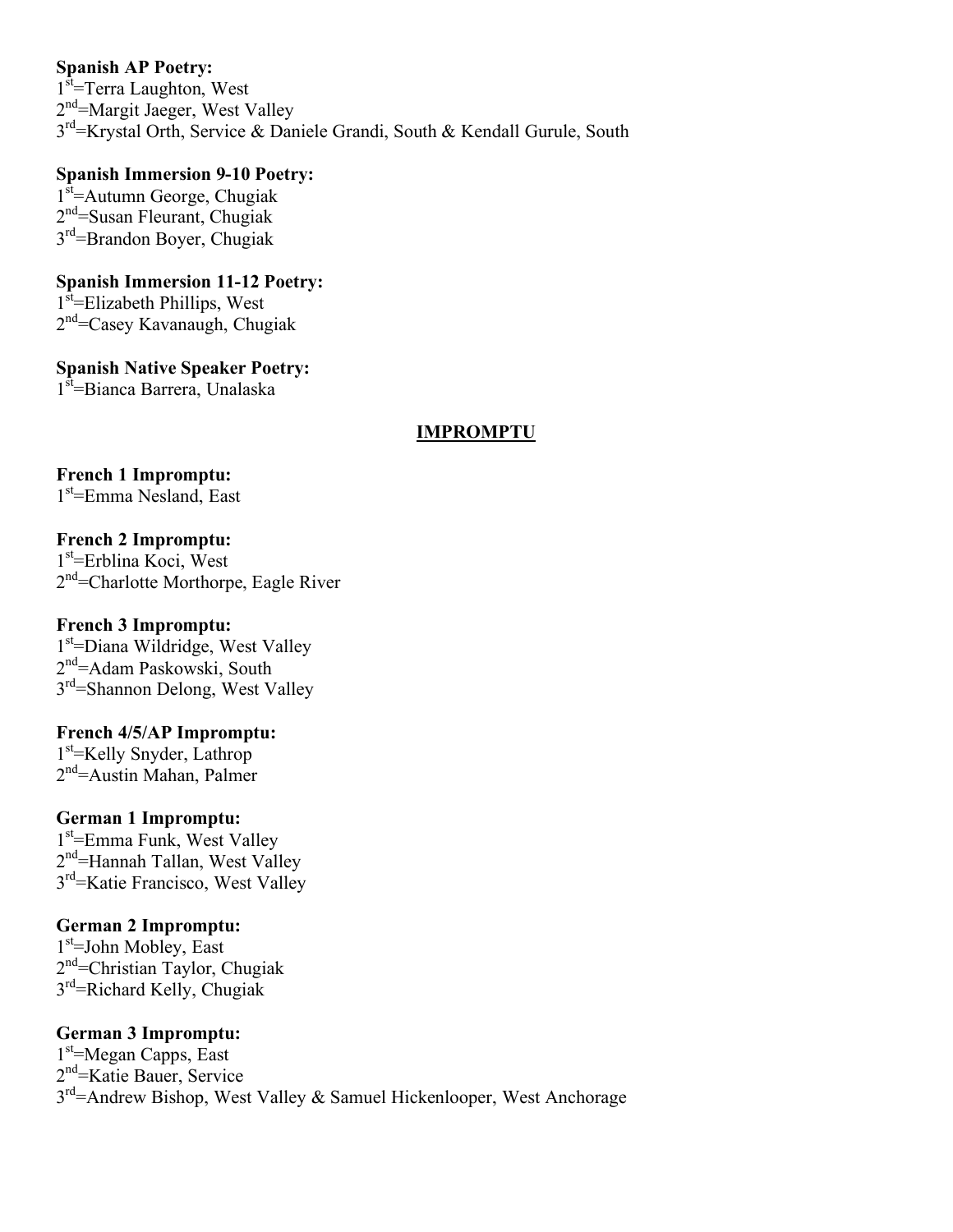**Spanish AP Poetry:**
1st=Terra Laughton, West
2nd=Margit Jaeger, West Valley
3rd=Krystal Orth, Service & Daniele Grandi, South & Kendall Gurule, South

**Spanish Immersion 9-10 Poetry:**
1st=Autumn George, Chugiak
2nd=Susan Fleurant, Chugiak
3rd=Brandon Boyer, Chugiak

**Spanish Immersion 11-12 Poetry:**
1st=Elizabeth Phillips, West
2nd=Casey Kavanaugh, Chugiak

**Spanish Native Speaker Poetry:**
1st=Bianca Barrera, Unalaska

## IMPROMPTU

**French 1 Impromptu:**
1st=Emma Nesland, East

**French 2 Impromptu:**
1st=Erblina Koci, West
2nd=Charlotte Morthorpe, Eagle River

**French 3 Impromptu:**
1st=Diana Wildridge, West Valley
2nd=Adam Paskowski, South
3rd=Shannon Delong, West Valley

**French 4/5/AP Impromptu:**
1st=Kelly Snyder, Lathrop
2nd=Austin Mahan, Palmer

**German 1 Impromptu:**
1st=Emma Funk, West Valley
2nd=Hannah Tallan, West Valley
3rd=Katie Francisco, West Valley

**German 2 Impromptu:**
1st=John Mobley, East
2nd=Christian Taylor, Chugiak
3rd=Richard Kelly, Chugiak

**German 3 Impromptu:**
1st=Megan Capps, East
2nd=Katie Bauer, Service
3rd=Andrew Bishop, West Valley & Samuel Hickenlooper, West Anchorage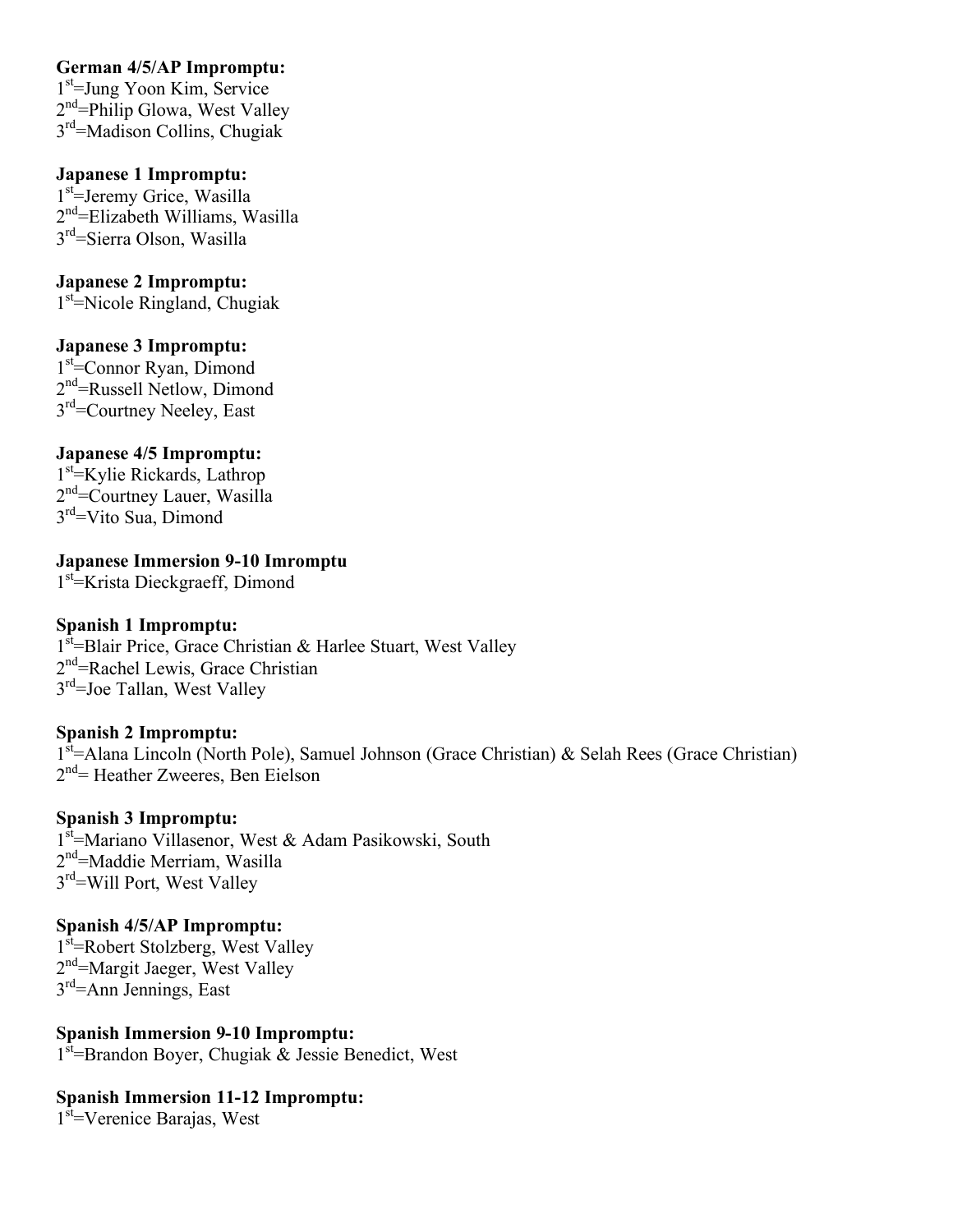**German 4/5/AP Impromptu:**
1st=Jung Yoon Kim, Service
2nd=Philip Glowa, West Valley
3rd=Madison Collins, Chugiak

**Japanese 1 Impromptu:**
1st=Jeremy Grice, Wasilla
2nd=Elizabeth Williams, Wasilla
3rd=Sierra Olson, Wasilla

**Japanese 2 Impromptu:**
1st=Nicole Ringland, Chugiak

**Japanese 3 Impromptu:**
1st=Connor Ryan, Dimond
2nd=Russell Netlow, Dimond
3rd=Courtney Neeley, East

**Japanese 4/5 Impromptu:**
1st=Kylie Rickards, Lathrop
2nd=Courtney Lauer, Wasilla
3rd=Vito Sua, Dimond

**Japanese Immersion 9-10 Imromptu**
1st=Krista Dieckgraeff, Dimond

**Spanish 1 Impromptu:**
1st=Blair Price, Grace Christian & Harlee Stuart, West Valley
2nd=Rachel Lewis, Grace Christian
3rd=Joe Tallan, West Valley

**Spanish 2 Impromptu:**
1st=Alana Lincoln (North Pole), Samuel Johnson (Grace Christian) & Selah Rees (Grace Christian)
2nd= Heather Zweeres, Ben Eielson

**Spanish 3 Impromptu:**
1st=Mariano Villasenor, West & Adam Pasikowski, South
2nd=Maddie Merriam, Wasilla
3rd=Will Port, West Valley

**Spanish 4/5/AP Impromptu:**
1st=Robert Stolzberg, West Valley
2nd=Margit Jaeger, West Valley
3rd=Ann Jennings, East

**Spanish Immersion 9-10 Impromptu:**
1st=Brandon Boyer, Chugiak & Jessie Benedict, West

**Spanish Immersion 11-12 Impromptu:**
1st=Verenice Barajas, West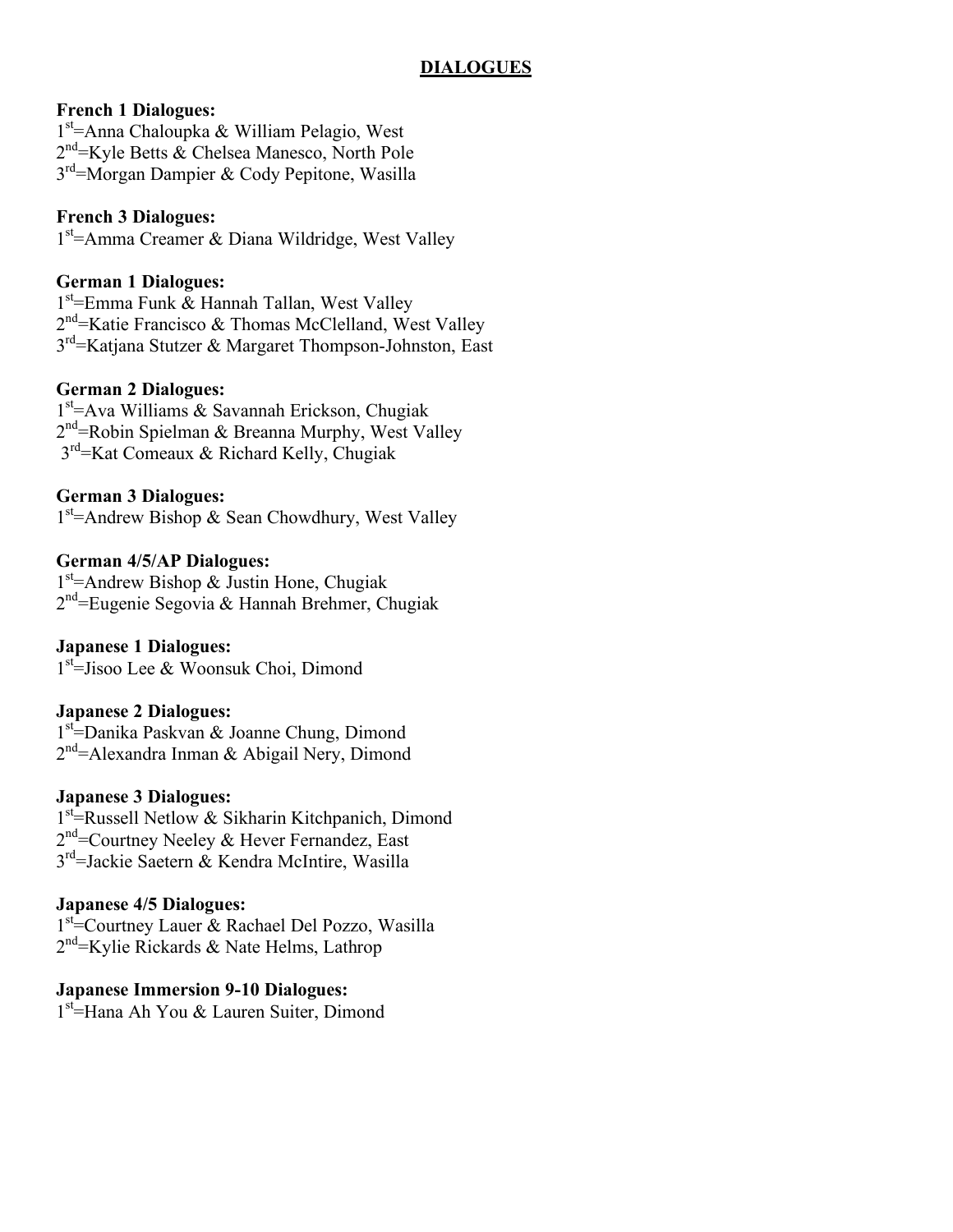# DIALOGUES

**French 1 Dialogues:**
1st=Anna Chaloupka & William Pelagio, West
2nd=Kyle Betts & Chelsea Manesco, North Pole
3rd=Morgan Dampier & Cody Pepitone, Wasilla

**French 3 Dialogues:**
1st=Amma Creamer & Diana Wildridge, West Valley

**German 1 Dialogues:**
1st=Emma Funk & Hannah Tallan, West Valley
2nd=Katie Francisco & Thomas McClelland, West Valley
3rd=Katjana Stutzer & Margaret Thompson-Johnston, East

**German 2 Dialogues:**
1st=Ava Williams & Savannah Erickson, Chugiak
2nd=Robin Spielman & Breanna Murphy, West Valley
3rd=Kat Comeaux & Richard Kelly, Chugiak

**German 3 Dialogues:**
1st=Andrew Bishop & Sean Chowdhury, West Valley

**German 4/5/AP Dialogues:**
1st=Andrew Bishop & Justin Hone, Chugiak
2nd=Eugenie Segovia & Hannah Brehmer, Chugiak

**Japanese 1 Dialogues:**
1st=Jisoo Lee & Woonsuk Choi, Dimond

**Japanese 2 Dialogues:**
1st=Danika Paskvan & Joanne Chung, Dimond
2nd=Alexandra Inman & Abigail Nery, Dimond

**Japanese 3 Dialogues:**
1st=Russell Netlow & Sikharin Kitchpanich, Dimond
2nd=Courtney Neeley & Hever Fernandez, East
3rd=Jackie Saetern & Kendra McIntire, Wasilla

**Japanese 4/5 Dialogues:**
1st=Courtney Lauer & Rachael Del Pozzo, Wasilla
2nd=Kylie Rickards & Nate Helms, Lathrop

**Japanese Immersion 9-10 Dialogues:**
1st=Hana Ah You & Lauren Suiter, Dimond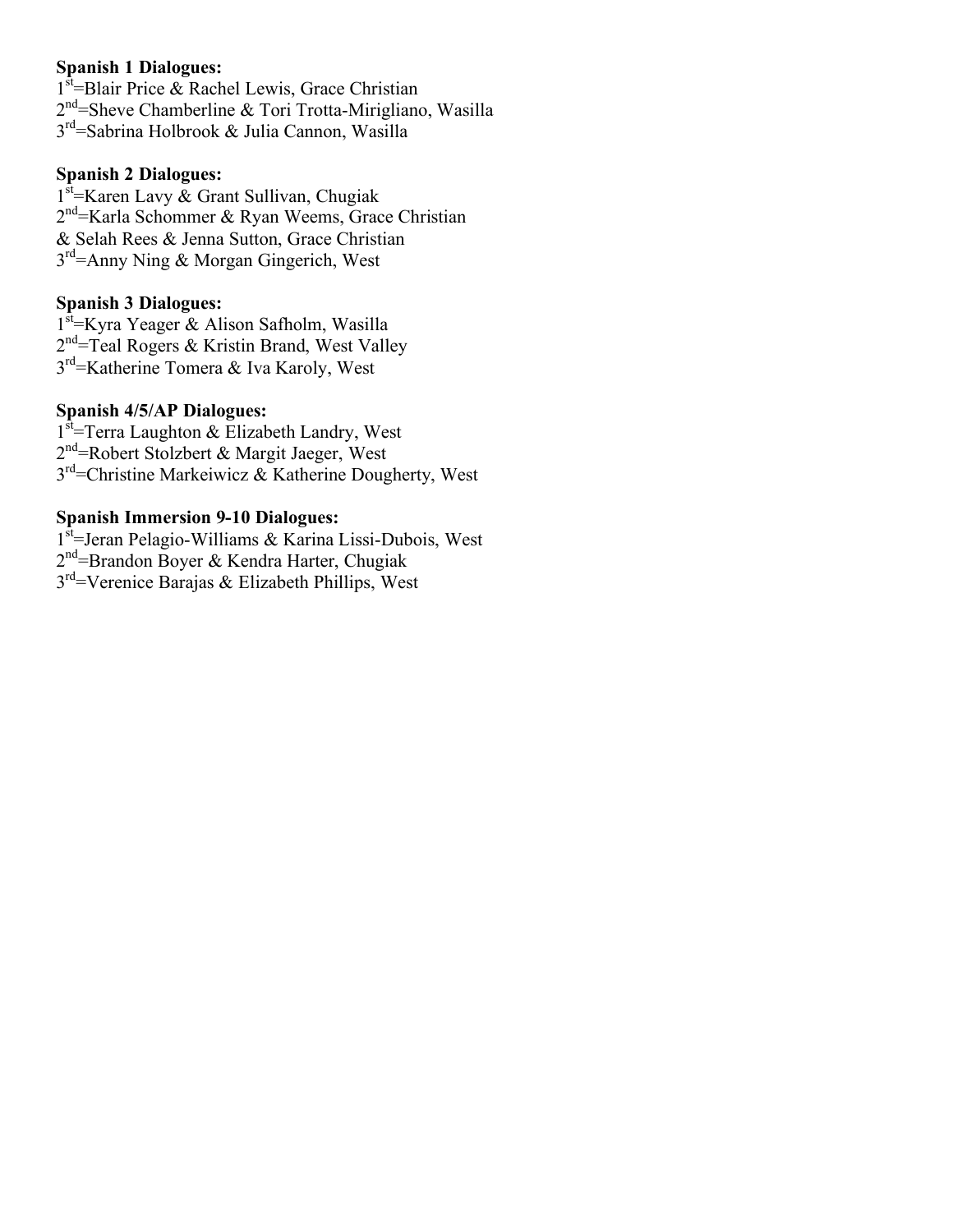**Spanish 1 Dialogues:**
1st=Blair Price & Rachel Lewis, Grace Christian
2nd=Sheve Chamberline & Tori Trotta-Mirigliano, Wasilla
3rd=Sabrina Holbrook & Julia Cannon, Wasilla

**Spanish 2 Dialogues:**
1st=Karen Lavy & Grant Sullivan, Chugiak
2nd=Karla Schommer & Ryan Weems, Grace Christian
& Selah Rees & Jenna Sutton, Grace Christian
3rd=Anny Ning & Morgan Gingerich, West

**Spanish 3 Dialogues:**
1st=Kyra Yeager & Alison Safholm, Wasilla
2nd=Teal Rogers & Kristin Brand, West Valley
3rd=Katherine Tomera & Iva Karoly, West

**Spanish 4/5/AP Dialogues:**
1st=Terra Laughton & Elizabeth Landry, West
2nd=Robert Stolzbert & Margit Jaeger, West
3rd=Christine Markeiwicz & Katherine Dougherty, West

**Spanish Immersion 9-10 Dialogues:**
1st=Jeran Pelagio-Williams & Karina Lissi-Dubois, West
2nd=Brandon Boyer & Kendra Harter, Chugiak
3rd=Verenice Barajas & Elizabeth Phillips, West